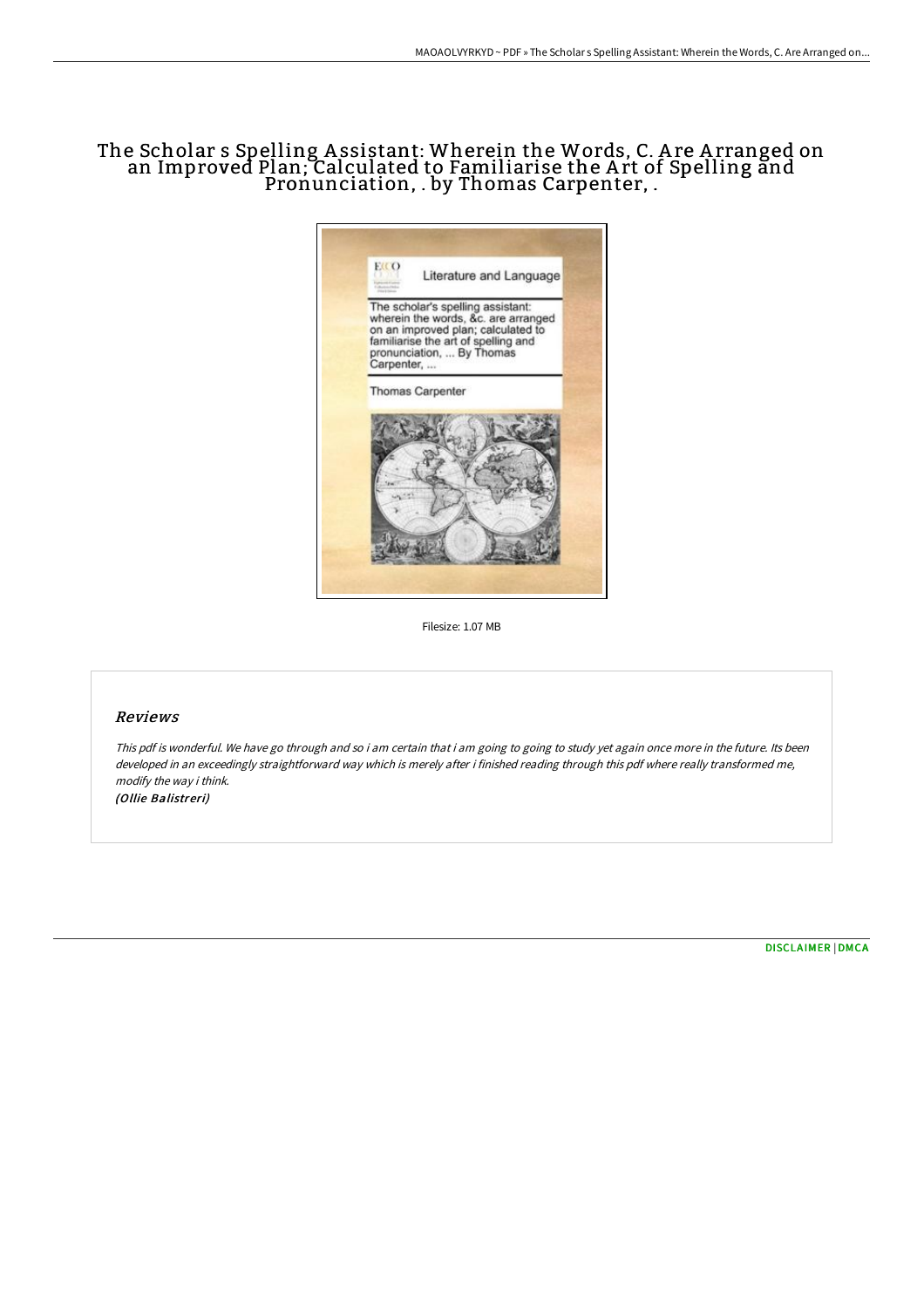# The Scholar s Spelling Assistant: Wherein the Words, C. Are Arranged on an Improved Plan; Calculated to Familiarise the Art of Spelling and Pronunciation, . by Thomas Carpenter, .

Filesize: 1.07 MB

## Reviews

*This pdf is wonderful. We have go through and so i am certain that i am going to going to study yet again once more in the future. Its been developed in an exceedingly straightforward way which is merely after i finished reading through this pdf where really transformed me, modify the way i think.*

***(Ollie Balistreri)***

DISCLAIMER | DMCA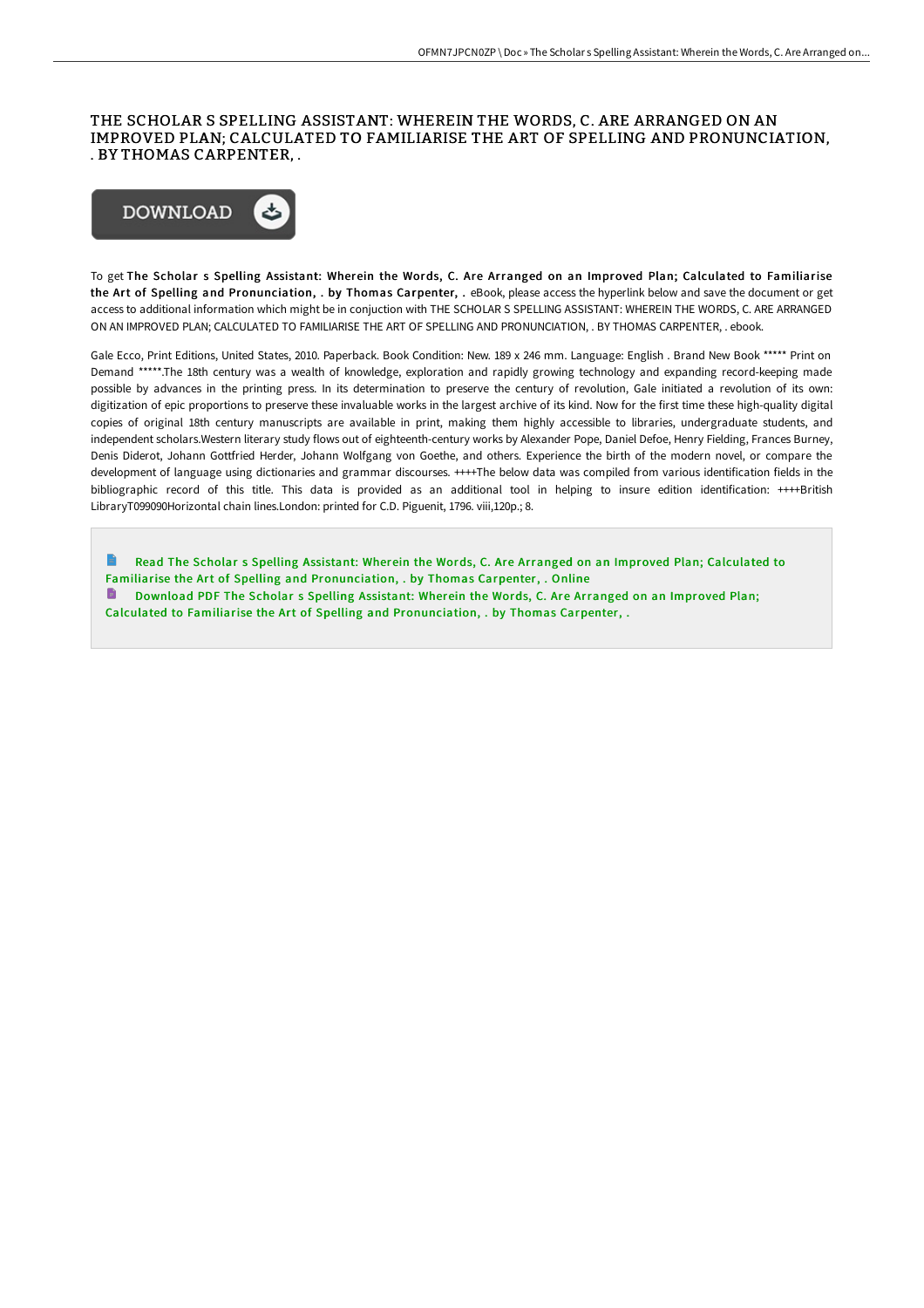# THE SCHOLAR S SPELLING ASSISTANT: WHEREIN THE WORDS, C. ARE ARRANGED ON AN IMPROVED PLAN; CALCULATED TO FAMILIARISE THE ART OF SPELLING AND PRONUNCIATION, . BY THOMAS CARPENTER, .

To get **The Scholar s Spelling Assistant: Wherein the Words, C. Are Arranged on an Improved Plan; Calculated to Familiarise the Art of Spelling and Pronunciation, . by Thomas Carpenter, .** eBook, please access the hyperlink below and save the document or get access to additional information which might be in conjuction with THE SCHOLAR S SPELLING ASSISTANT: WHEREIN THE WORDS, C. ARE ARRANGED ON AN IMPROVED PLAN; CALCULATED TO FAMILIARISE THE ART OF SPELLING AND PRONUNCIATION, . BY THOMAS CARPENTER, . ebook.

Gale Ecco, Print Editions, United States, 2010. Paperback. Book Condition: New. 189 x 246 mm. Language: English . Brand New Book ***** Print on Demand *****.The 18th century was a wealth of knowledge, exploration and rapidly growing technology and expanding record-keeping made possible by advances in the printing press. In its determination to preserve the century of revolution, Gale initiated a revolution of its own: digitization of epic proportions to preserve these invaluable works in the largest archive of its kind. Now for the first time these high-quality digital copies of original 18th century manuscripts are available in print, making them highly accessible to libraries, undergraduate students, and independent scholars.Western literary study flows out of eighteenth-century works by Alexander Pope, Daniel Defoe, Henry Fielding, Frances Burney, Denis Diderot, Johann Gottfried Herder, Johann Wolfgang von Goethe, and others. Experience the birth of the modern novel, or compare the development of language using dictionaries and grammar discourses. ++++The below data was compiled from various identification fields in the bibliographic record of this title. This data is provided as an additional tool in helping to insure edition identification: ++++British LibraryT099090Horizontal chain lines.London: printed for C.D. Piguenit, 1796. viii,120p.; 8.

Read The Scholar s Spelling Assistant: Wherein the Words, C. Are Arranged on an Improved Plan; Calculated to Familiarise the Art of Spelling and Pronunciation, . by Thomas Carpenter, . Online

Download PDF The Scholar s Spelling Assistant: Wherein the Words, C. Are Arranged on an Improved Plan; Calculated to Familiarise the Art of Spelling and Pronunciation, . by Thomas Carpenter, .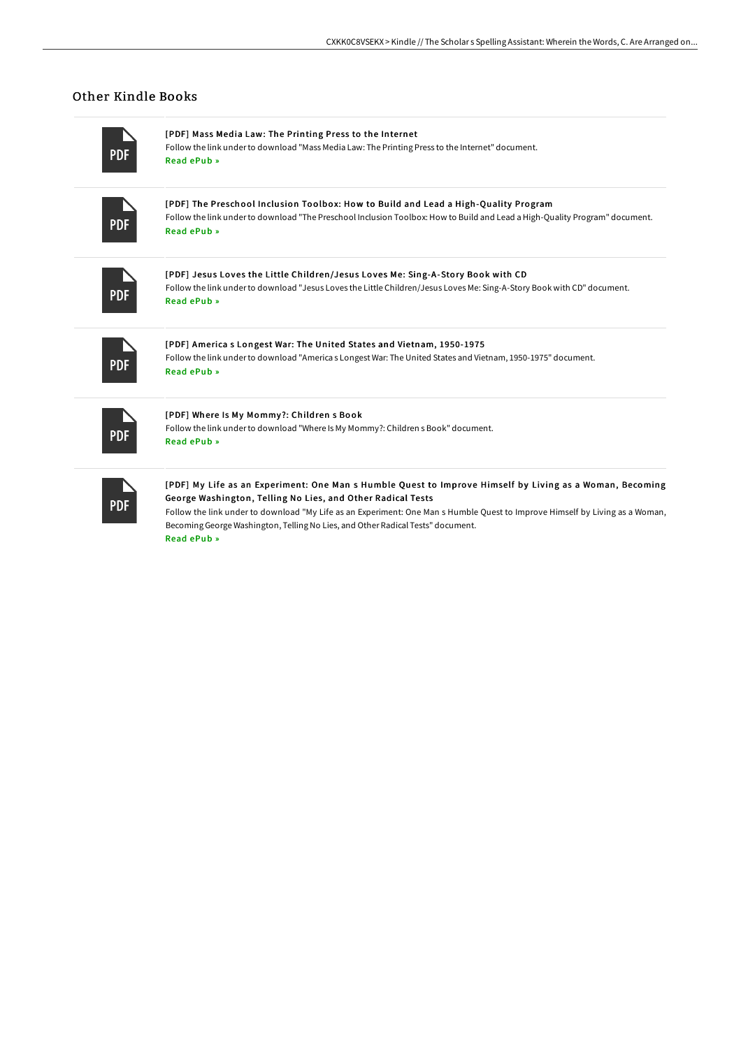## Other Kindle Books

**[PDF] Mass Media Law: The Printing Press to the Internet**
Follow the link under to download "Mass Media Law: The Printing Press to the Internet" document.
Read ePub »

**[PDF] The Preschool Inclusion Toolbox: How to Build and Lead a High-Quality Program**
Follow the link under to download "The Preschool Inclusion Toolbox: How to Build and Lead a High-Quality Program" document.
Read ePub »

**[PDF] Jesus Loves the Little Children/Jesus Loves Me: Sing-A-Story Book with CD**
Follow the link under to download "Jesus Loves the Little Children/Jesus Loves Me: Sing-A-Story Book with CD" document.
Read ePub »

**[PDF] America s Longest War: The United States and Vietnam, 1950-1975**
Follow the link under to download "America s Longest War: The United States and Vietnam, 1950-1975" document.
Read ePub »

**[PDF] Where Is My Mommy?: Children s Book**
Follow the link under to download "Where Is My Mommy?: Children s Book" document.
Read ePub »

**[PDF] My Life as an Experiment: One Man s Humble Quest to Improve Himself by Living as a Woman, Becoming George Washington, Telling No Lies, and Other Radical Tests**
Follow the link under to download "My Life as an Experiment: One Man s Humble Quest to Improve Himself by Living as a Woman, Becoming George Washington, Telling No Lies, and Other Radical Tests" document.
Read ePub »